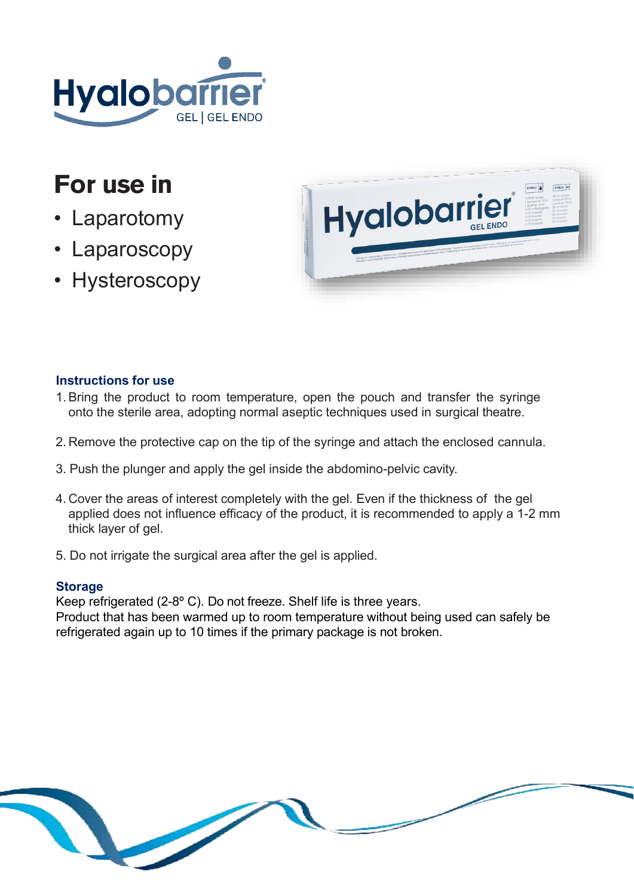Hyalobarrier

GEL | GEL ENDO

## For use in

- Laparotomy
- Laparoscopy
- Hysteroscopy

### Instructions for use

1. Bring the product to room temperature, open the pouch and transfer the syringe onto the sterile area, adopting normal aseptic techniques used in surgical theatre.
2. Remove the protective cap on the tip of the syringe and attach the enclosed cannula.
3. Push the plunger and apply the gel inside the abdomino-pelvic cavity.
4. Cover the areas of interest completely with the gel. Even if the thickness of the gel applied does not influence efficacy of the product, it is recommended to apply a 1-2 mm thick layer of gel.
5. Do not irrigate the surgical area after the gel is applied.

### Storage

Keep refrigerated (2-8º C). Do not freeze. Shelf life is three years.
Product that has been warmed up to room temperature without being used can safely be refrigerated again up to 10 times if the primary package is not broken.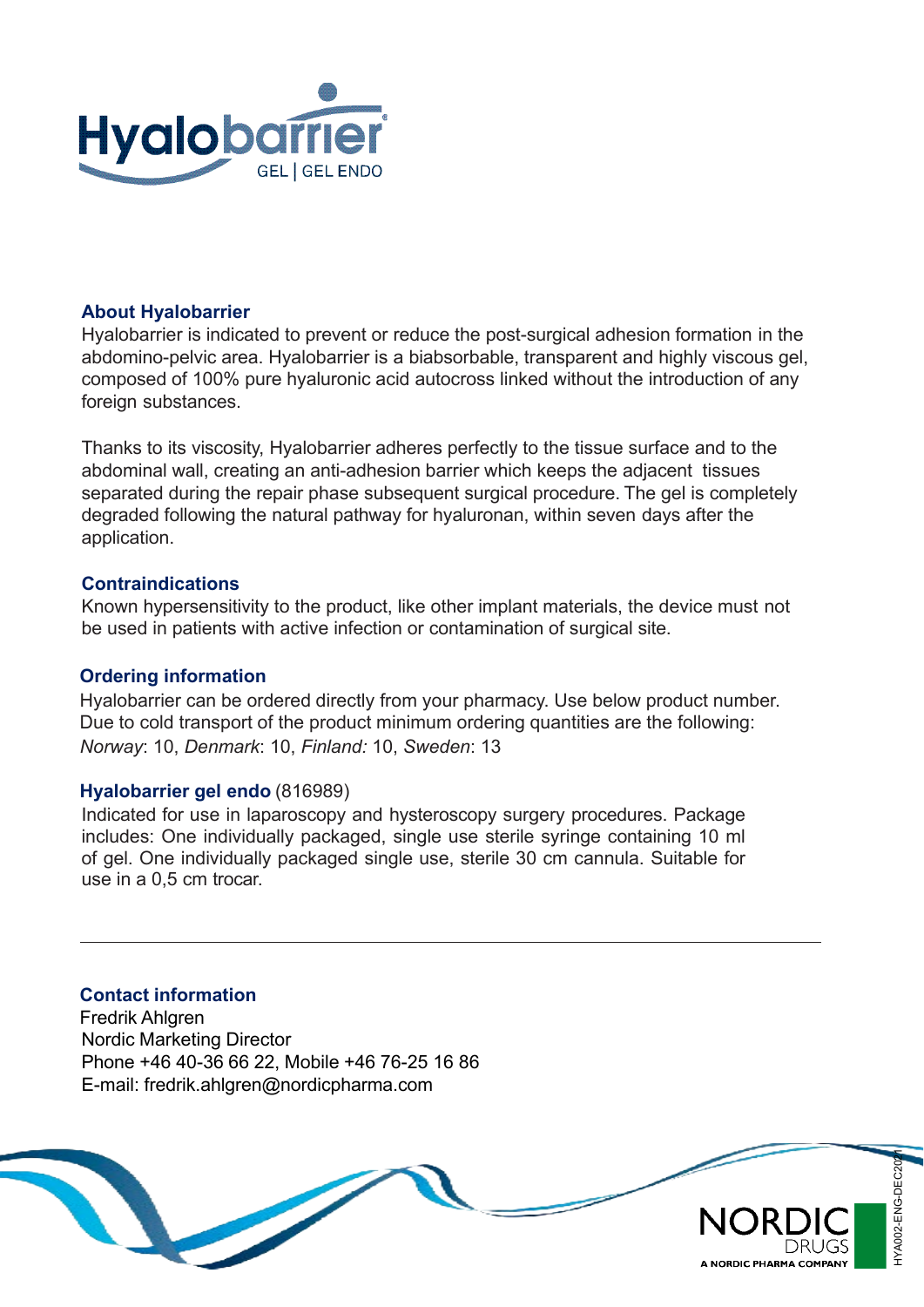# Hyalobarrier

GEL | GEL ENDO

## About Hyalobarrier

Hyalobarrier is indicated to prevent or reduce the post-surgical adhesion formation in the abdomino-pelvic area. Hyalobarrier is a biabsorbable, transparent and highly viscous gel, composed of 100% pure hyaluronic acid autocross linked without the introduction of any foreign substances.

Thanks to its viscosity, Hyalobarrier adheres perfectly to the tissue surface and to the abdominal wall, creating an anti-adhesion barrier which keeps the adjacent tissues separated during the repair phase subsequent surgical procedure. The gel is completely degraded following the natural pathway for hyaluronan, within seven days after the application.

## Contraindications

Known hypersensitivity to the product, like other implant materials, the device must not be used in patients with active infection or contamination of surgical site.

## Ordering information

Hyalobarrier can be ordered directly from your pharmacy. Use below product number. Due to cold transport of the product minimum ordering quantities are the following: *Norway*: 10, *Denmark*: 10, *Finland:* 10, *Sweden*: 13

**Hyalobarrier gel endo** (816989)

Indicated for use in laparoscopy and hysteroscopy surgery procedures. Package includes: One individually packaged, single use sterile syringe containing 10 ml of gel. One individually packaged single use, sterile 30 cm cannula. Suitable for use in a 0,5 cm trocar.

---

## Contact information

Fredrik Ahlgren
Nordic Marketing Director
Phone +46 40-36 66 22, Mobile +46 76-25 16 86
E-mail: fredrik.ahlgren@nordicpharma.com

NORDIC DRUGS
A NORDIC PHARMA COMPANY

HYA002-ENG-DEC2011